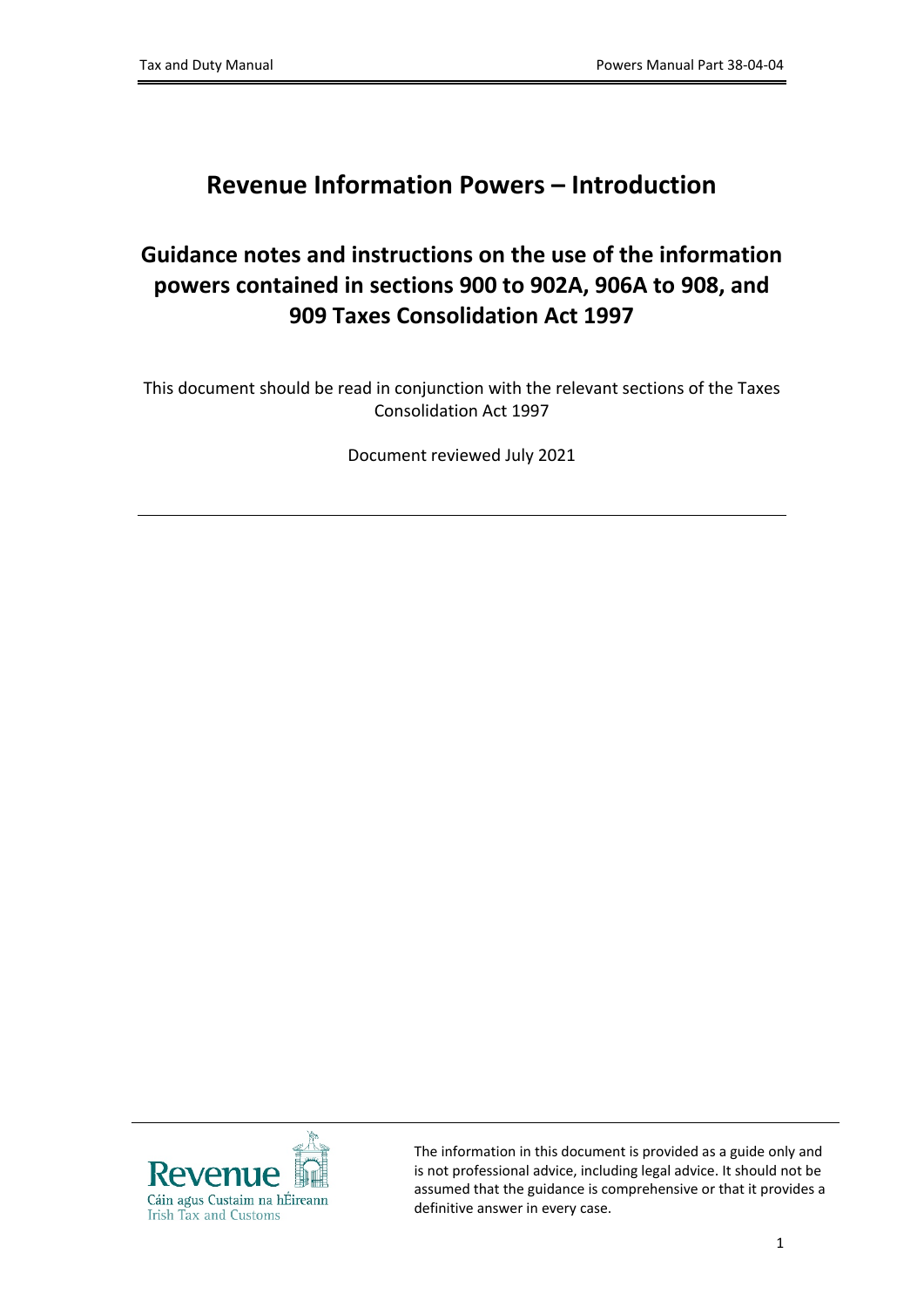# Revenue Information Powers – Introduction

## Guidance notes and instructions on the use of the information powers contained in sections 900 to 902A, 906A to 908, and 909 Taxes Consolidation Act 1997

This document should be read in conjunction with the relevant sections of the Taxes Consolidation Act 1997

Document reviewed July 2021

---

The information in this document is provided as a guide only and is not professional advice, including legal advice. It should not be assumed that the guidance is comprehensive or that it provides a definitive answer in every case.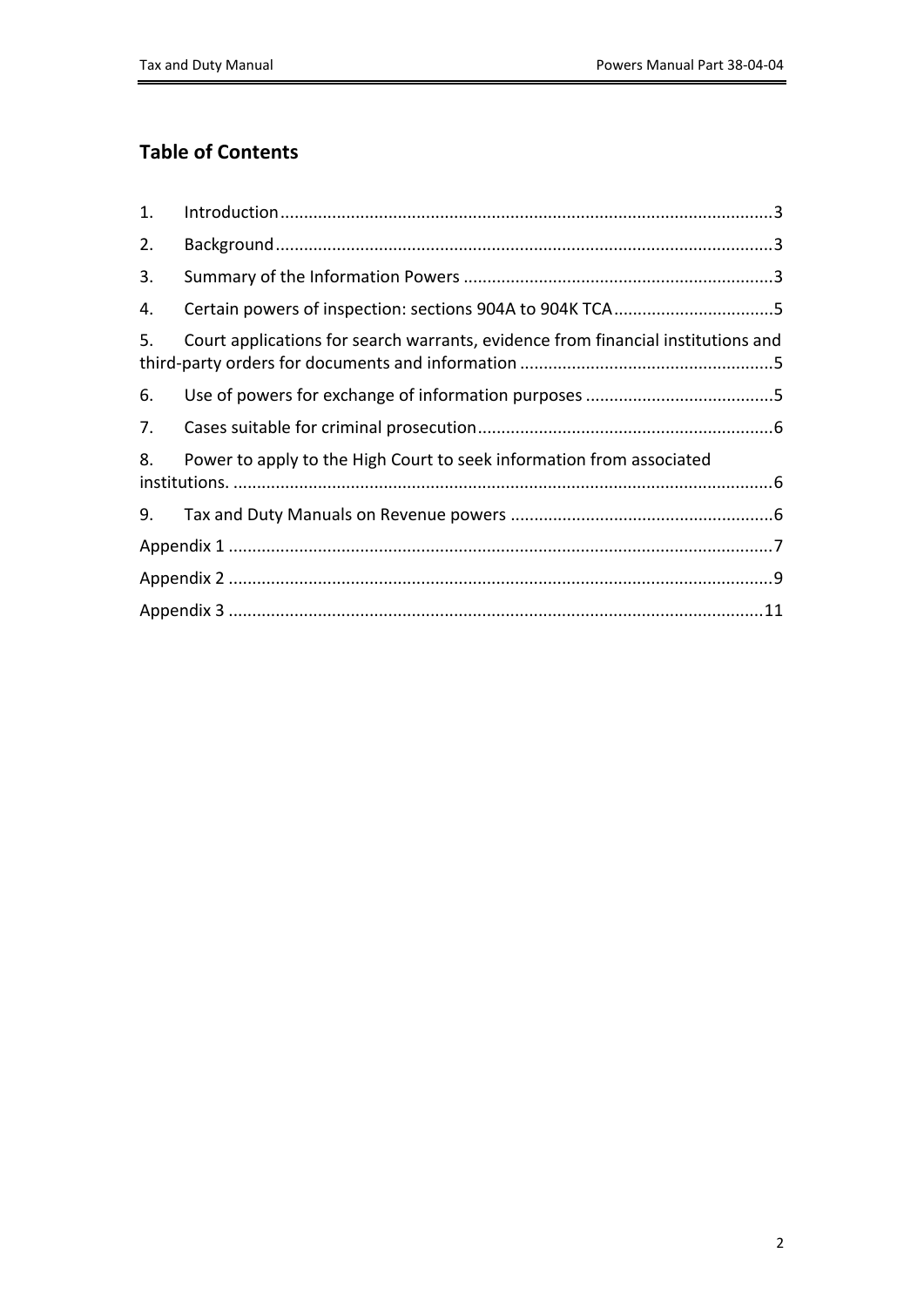## Table of Contents

1. Introduction ... 3
2. Background ... 3
3. Summary of the Information Powers ... 3
4. Certain powers of inspection: sections 904A to 904K TCA ... 5
5. Court applications for search warrants, evidence from financial institutions and third-party orders for documents and information ... 5
6. Use of powers for exchange of information purposes ... 5
7. Cases suitable for criminal prosecution ... 6
8. Power to apply to the High Court to seek information from associated institutions. ... 6
9. Tax and Duty Manuals on Revenue powers ... 6

Appendix 1 ... 7

Appendix 2 ... 9

Appendix 3 ... 11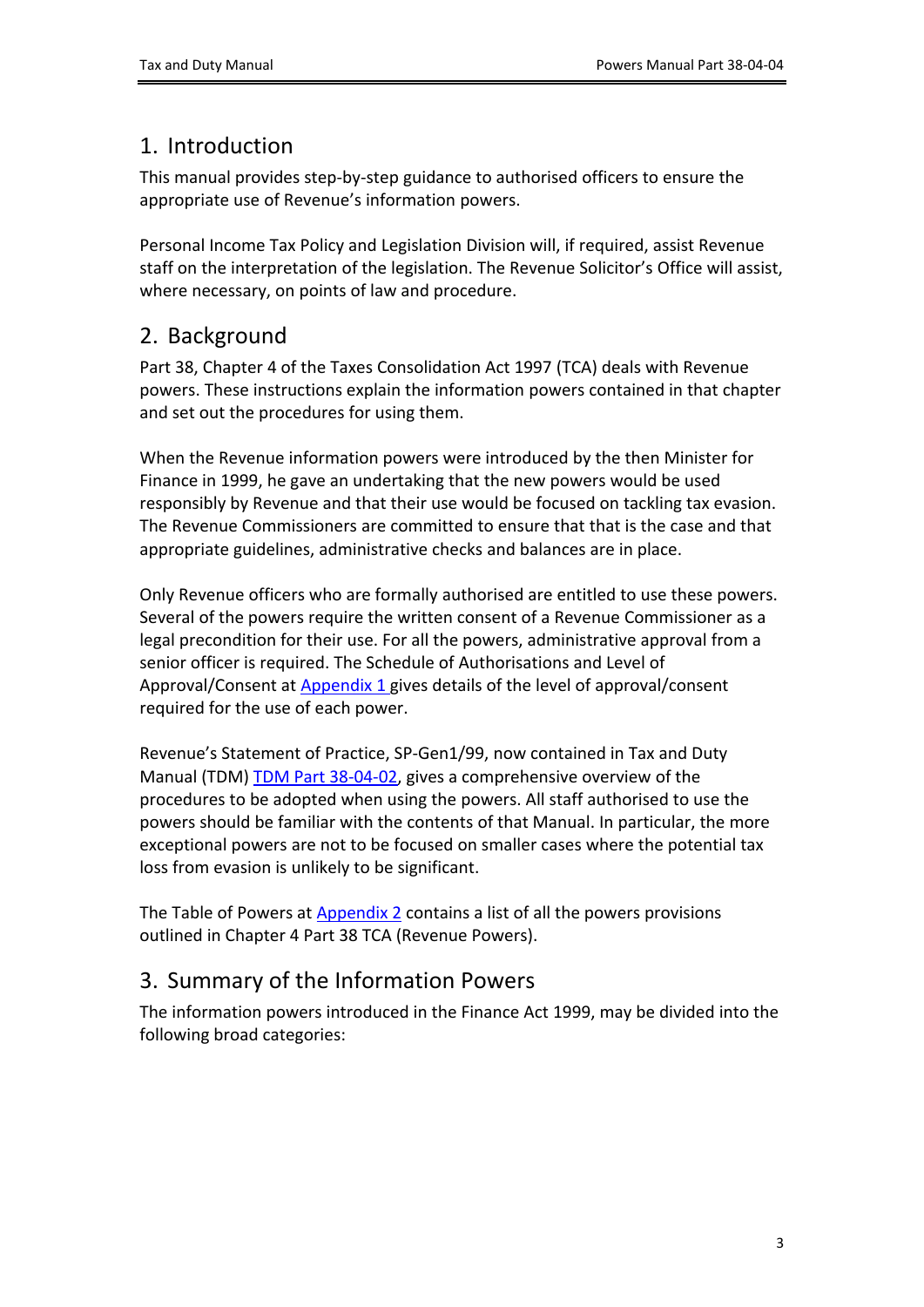# 1. Introduction

This manual provides step-by-step guidance to authorised officers to ensure the appropriate use of Revenue's information powers.

Personal Income Tax Policy and Legislation Division will, if required, assist Revenue staff on the interpretation of the legislation. The Revenue Solicitor's Office will assist, where necessary, on points of law and procedure.

# 2. Background

Part 38, Chapter 4 of the Taxes Consolidation Act 1997 (TCA) deals with Revenue powers. These instructions explain the information powers contained in that chapter and set out the procedures for using them.

When the Revenue information powers were introduced by the then Minister for Finance in 1999, he gave an undertaking that the new powers would be used responsibly by Revenue and that their use would be focused on tackling tax evasion. The Revenue Commissioners are committed to ensure that that is the case and that appropriate guidelines, administrative checks and balances are in place.

Only Revenue officers who are formally authorised are entitled to use these powers. Several of the powers require the written consent of a Revenue Commissioner as a legal precondition for their use. For all the powers, administrative approval from a senior officer is required. The Schedule of Authorisations and Level of Approval/Consent at Appendix 1 gives details of the level of approval/consent required for the use of each power.

Revenue's Statement of Practice, SP-Gen1/99, now contained in Tax and Duty Manual (TDM) TDM Part 38-04-02, gives a comprehensive overview of the procedures to be adopted when using the powers. All staff authorised to use the powers should be familiar with the contents of that Manual. In particular, the more exceptional powers are not to be focused on smaller cases where the potential tax loss from evasion is unlikely to be significant.

The Table of Powers at Appendix 2 contains a list of all the powers provisions outlined in Chapter 4 Part 38 TCA (Revenue Powers).

# 3. Summary of the Information Powers

The information powers introduced in the Finance Act 1999, may be divided into the following broad categories: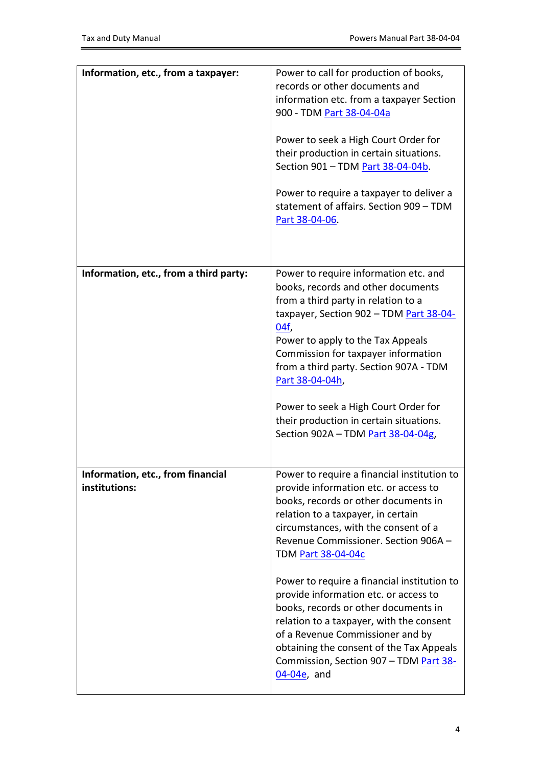| | |
|---|---|
| **Information, etc., from a taxpayer:** | Power to call for production of books, records or other documents and information etc. from a taxpayer Section 900 - TDM Part 38-04-04a<br><br>Power to seek a High Court Order for their production in certain situations. Section 901 – TDM Part 38-04-04b.<br><br>Power to require a taxpayer to deliver a statement of affairs. Section 909 – TDM Part 38-04-06. |
| **Information, etc., from a third party:** | Power to require information etc. and books, records and other documents from a third party in relation to a taxpayer, Section 902 – TDM Part 38-04-04f,<br>Power to apply to the Tax Appeals Commission for taxpayer information from a third party. Section 907A - TDM Part 38-04-04h,<br><br>Power to seek a High Court Order for their production in certain situations. Section 902A – TDM Part 38-04-04g, |
| **Information, etc., from financial institutions:** | Power to require a financial institution to provide information etc. or access to books, records or other documents in relation to a taxpayer, in certain circumstances, with the consent of a Revenue Commissioner. Section 906A – TDM Part 38-04-04c<br><br>Power to require a financial institution to provide information etc. or access to books, records or other documents in relation to a taxpayer, with the consent of a Revenue Commissioner and by obtaining the consent of the Tax Appeals Commission, Section 907 – TDM Part 38-04-04e, and |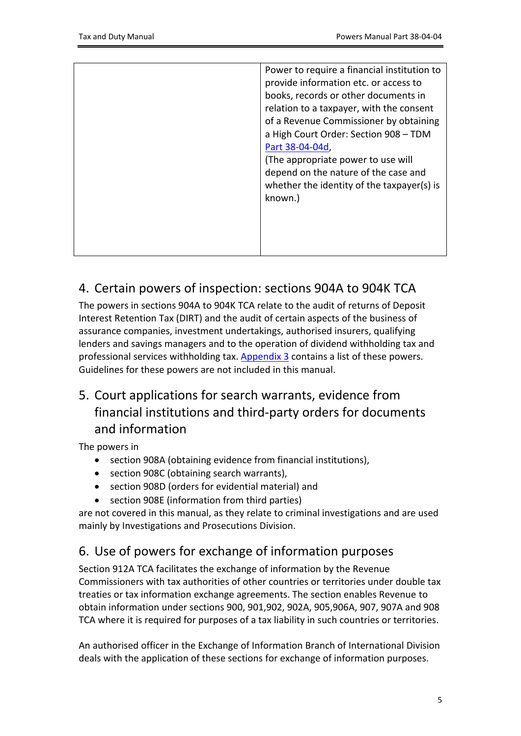| | |
|---|---|
| | Power to require a financial institution to provide information etc. or access to books, records or other documents in relation to a taxpayer, with the consent of a Revenue Commissioner by obtaining a High Court Order: Section 908 – TDM Part 38-04-04d,<br>(The appropriate power to use will depend on the nature of the case and whether the identity of the taxpayer(s) is known.) |

## 4. Certain powers of inspection: sections 904A to 904K TCA

The powers in sections 904A to 904K TCA relate to the audit of returns of Deposit Interest Retention Tax (DIRT) and the audit of certain aspects of the business of assurance companies, investment undertakings, authorised insurers, qualifying lenders and savings managers and to the operation of dividend withholding tax and professional services withholding tax. Appendix 3 contains a list of these powers. Guidelines for these powers are not included in this manual.

## 5. Court applications for search warrants, evidence from financial institutions and third-party orders for documents and information

The powers in

- section 908A (obtaining evidence from financial institutions),
- section 908C (obtaining search warrants),
- section 908D (orders for evidential material) and
- section 908E (information from third parties)

are not covered in this manual, as they relate to criminal investigations and are used mainly by Investigations and Prosecutions Division.

## 6. Use of powers for exchange of information purposes

Section 912A TCA facilitates the exchange of information by the Revenue Commissioners with tax authorities of other countries or territories under double tax treaties or tax information exchange agreements. The section enables Revenue to obtain information under sections 900, 901,902, 902A, 905,906A, 907, 907A and 908 TCA where it is required for purposes of a tax liability in such countries or territories.

An authorised officer in the Exchange of Information Branch of International Division deals with the application of these sections for exchange of information purposes.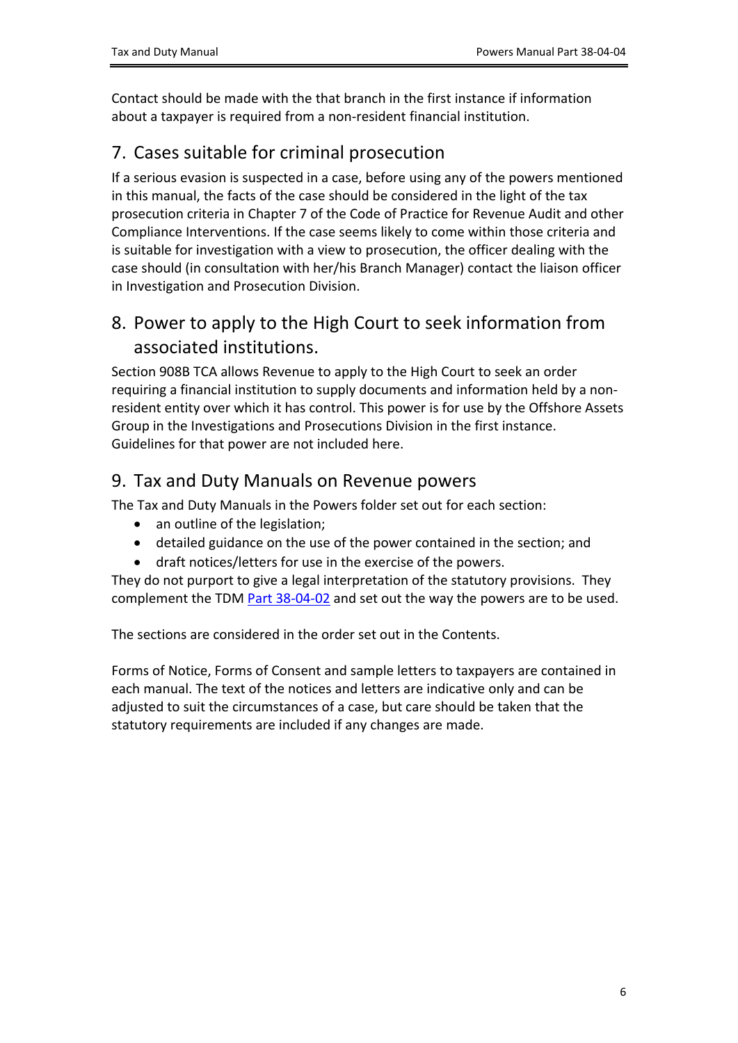Contact should be made with the that branch in the first instance if information about a taxpayer is required from a non-resident financial institution.

## 7. Cases suitable for criminal prosecution

If a serious evasion is suspected in a case, before using any of the powers mentioned in this manual, the facts of the case should be considered in the light of the tax prosecution criteria in Chapter 7 of the Code of Practice for Revenue Audit and other Compliance Interventions. If the case seems likely to come within those criteria and is suitable for investigation with a view to prosecution, the officer dealing with the case should (in consultation with her/his Branch Manager) contact the liaison officer in Investigation and Prosecution Division.

## 8. Power to apply to the High Court to seek information from associated institutions.

Section 908B TCA allows Revenue to apply to the High Court to seek an order requiring a financial institution to supply documents and information held by a non-resident entity over which it has control. This power is for use by the Offshore Assets Group in the Investigations and Prosecutions Division in the first instance. Guidelines for that power are not included here.

## 9. Tax and Duty Manuals on Revenue powers

The Tax and Duty Manuals in the Powers folder set out for each section:

- an outline of the legislation;
- detailed guidance on the use of the power contained in the section; and
- draft notices/letters for use in the exercise of the powers.

They do not purport to give a legal interpretation of the statutory provisions. They complement the TDM Part 38-04-02 and set out the way the powers are to be used.

The sections are considered in the order set out in the Contents.

Forms of Notice, Forms of Consent and sample letters to taxpayers are contained in each manual. The text of the notices and letters are indicative only and can be adjusted to suit the circumstances of a case, but care should be taken that the statutory requirements are included if any changes are made.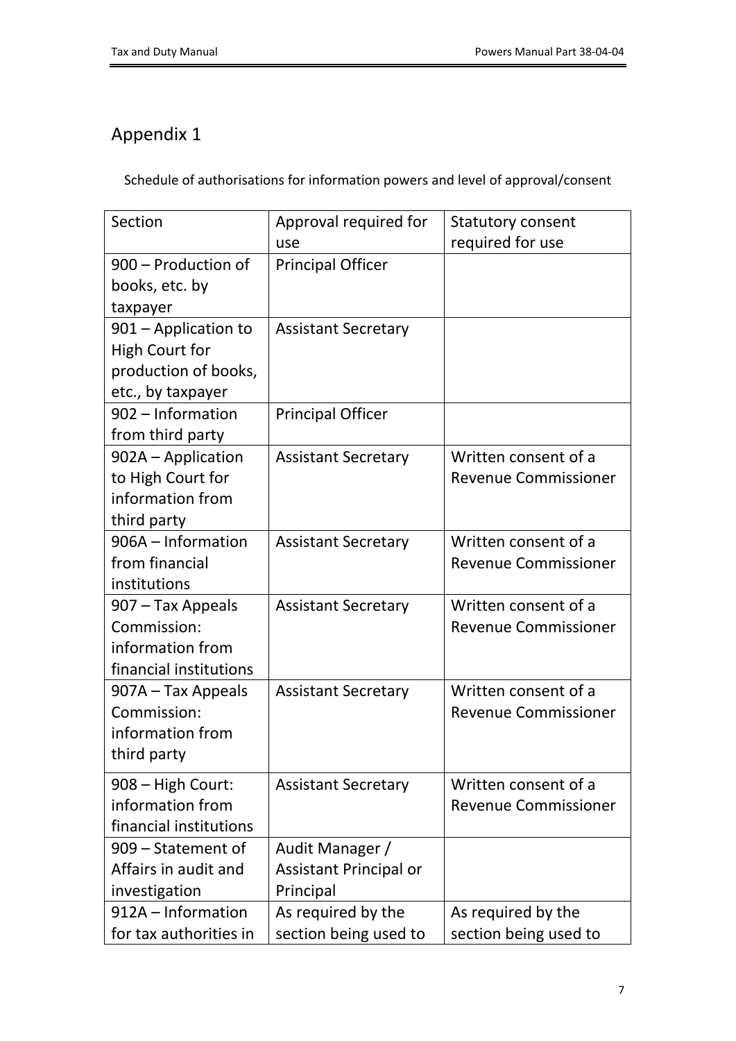## Appendix 1

Schedule of authorisations for information powers and level of approval/consent

| Section | Approval required for use | Statutory consent required for use |
|---|---|---|
| 900 – Production of books, etc. by taxpayer | Principal Officer | |
| 901 – Application to High Court for production of books, etc., by taxpayer | Assistant Secretary | |
| 902 – Information from third party | Principal Officer | |
| 902A – Application to High Court for information from third party | Assistant Secretary | Written consent of a Revenue Commissioner |
| 906A – Information from financial institutions | Assistant Secretary | Written consent of a Revenue Commissioner |
| 907 – Tax Appeals Commission: information from financial institutions | Assistant Secretary | Written consent of a Revenue Commissioner |
| 907A – Tax Appeals Commission: information from third party | Assistant Secretary | Written consent of a Revenue Commissioner |
| 908 – High Court: information from financial institutions | Assistant Secretary | Written consent of a Revenue Commissioner |
| 909 – Statement of Affairs in audit and investigation | Audit Manager / Assistant Principal or Principal | |
| 912A – Information for tax authorities in | As required by the section being used to | As required by the section being used to |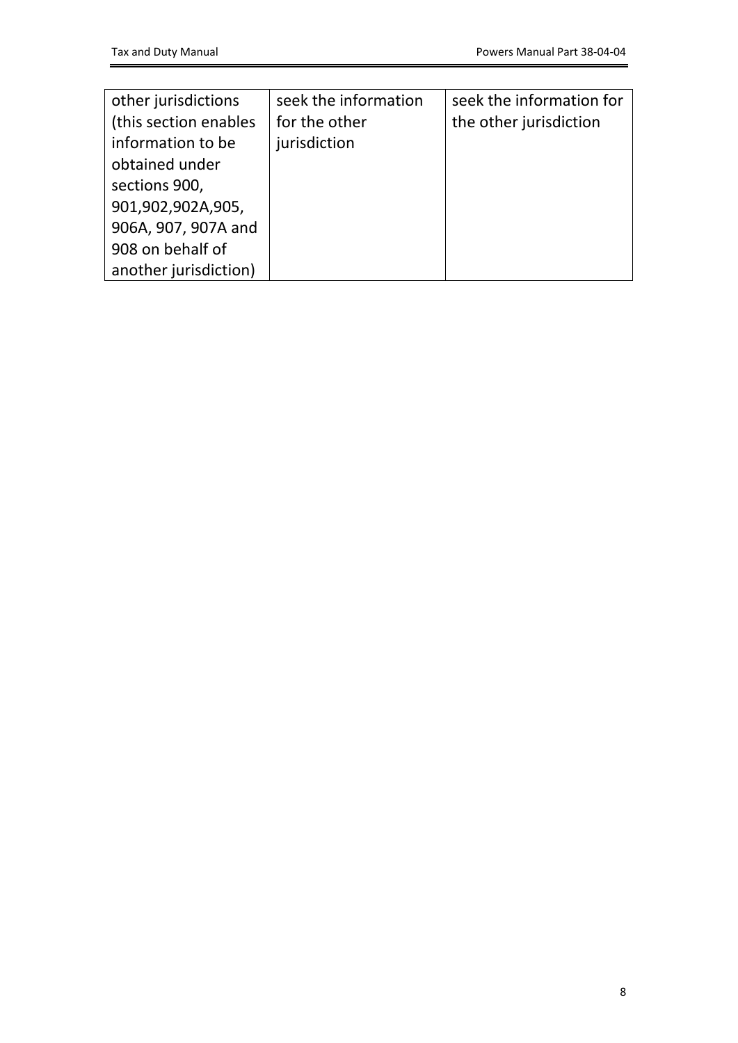| | | |
|---|---|---|
| other jurisdictions (this section enables information to be obtained under sections 900, 901,902,902A,905, 906A, 907, 907A and 908 on behalf of another jurisdiction) | seek the information for the other jurisdiction | seek the information for the other jurisdiction |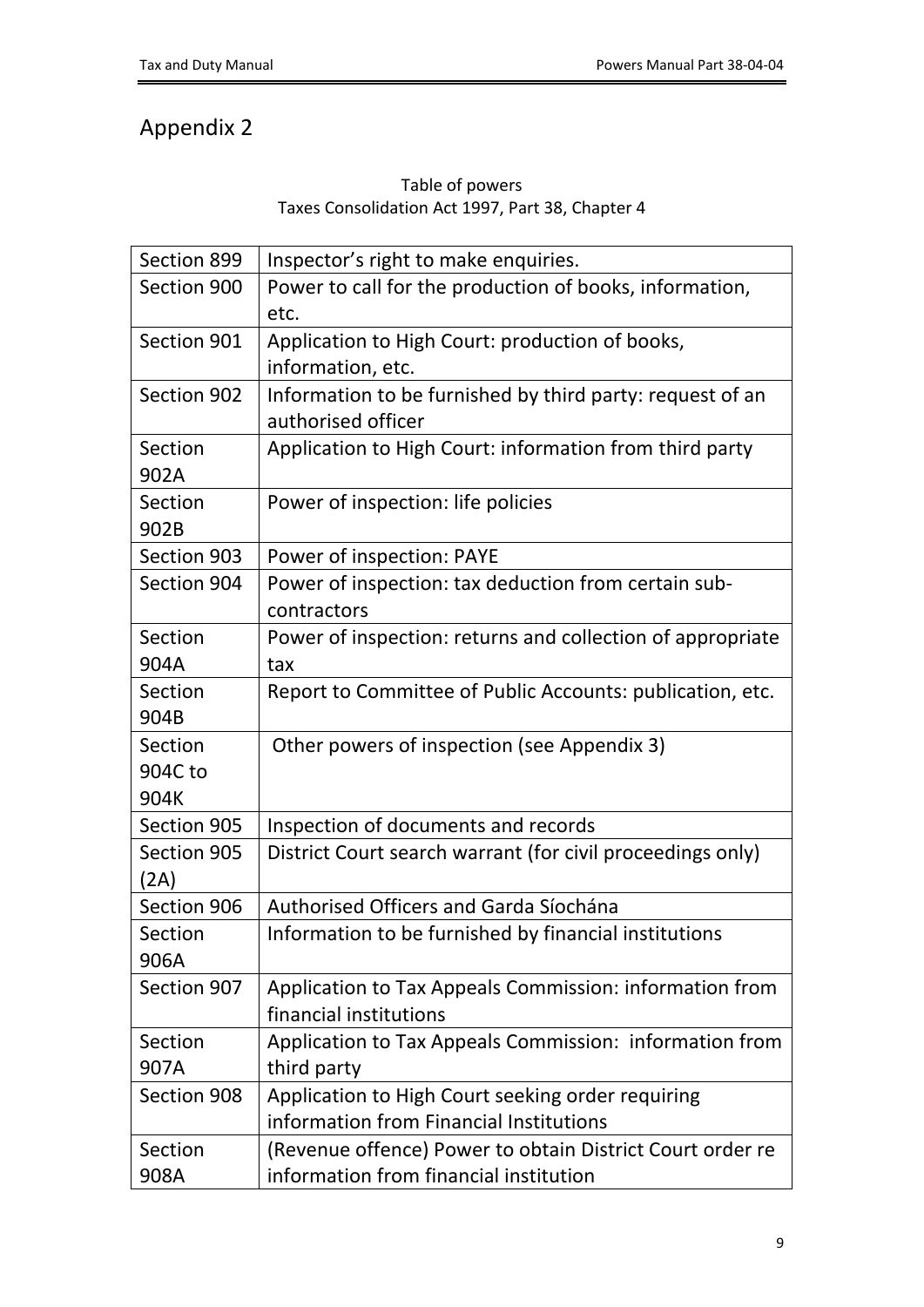# Appendix 2

Table of powers
Taxes Consolidation Act 1997, Part 38, Chapter 4

| Section | Power |
| --- | --- |
| Section 899 | Inspector's right to make enquiries. |
| Section 900 | Power to call for the production of books, information, etc. |
| Section 901 | Application to High Court: production of books, information, etc. |
| Section 902 | Information to be furnished by third party: request of an authorised officer |
| Section 902A | Application to High Court: information from third party |
| Section 902B | Power of inspection: life policies |
| Section 903 | Power of inspection: PAYE |
| Section 904 | Power of inspection: tax deduction from certain sub-contractors |
| Section 904A | Power of inspection: returns and collection of appropriate tax |
| Section 904B | Report to Committee of Public Accounts: publication, etc. |
| Section 904C to 904K | Other powers of inspection (see Appendix 3) |
| Section 905 | Inspection of documents and records |
| Section 905 (2A) | District Court search warrant (for civil proceedings only) |
| Section 906 | Authorised Officers and Garda Síochána |
| Section 906A | Information to be furnished by financial institutions |
| Section 907 | Application to Tax Appeals Commission: information from financial institutions |
| Section 907A | Application to Tax Appeals Commission: information from third party |
| Section 908 | Application to High Court seeking order requiring information from Financial Institutions |
| Section 908A | (Revenue offence) Power to obtain District Court order re information from financial institution |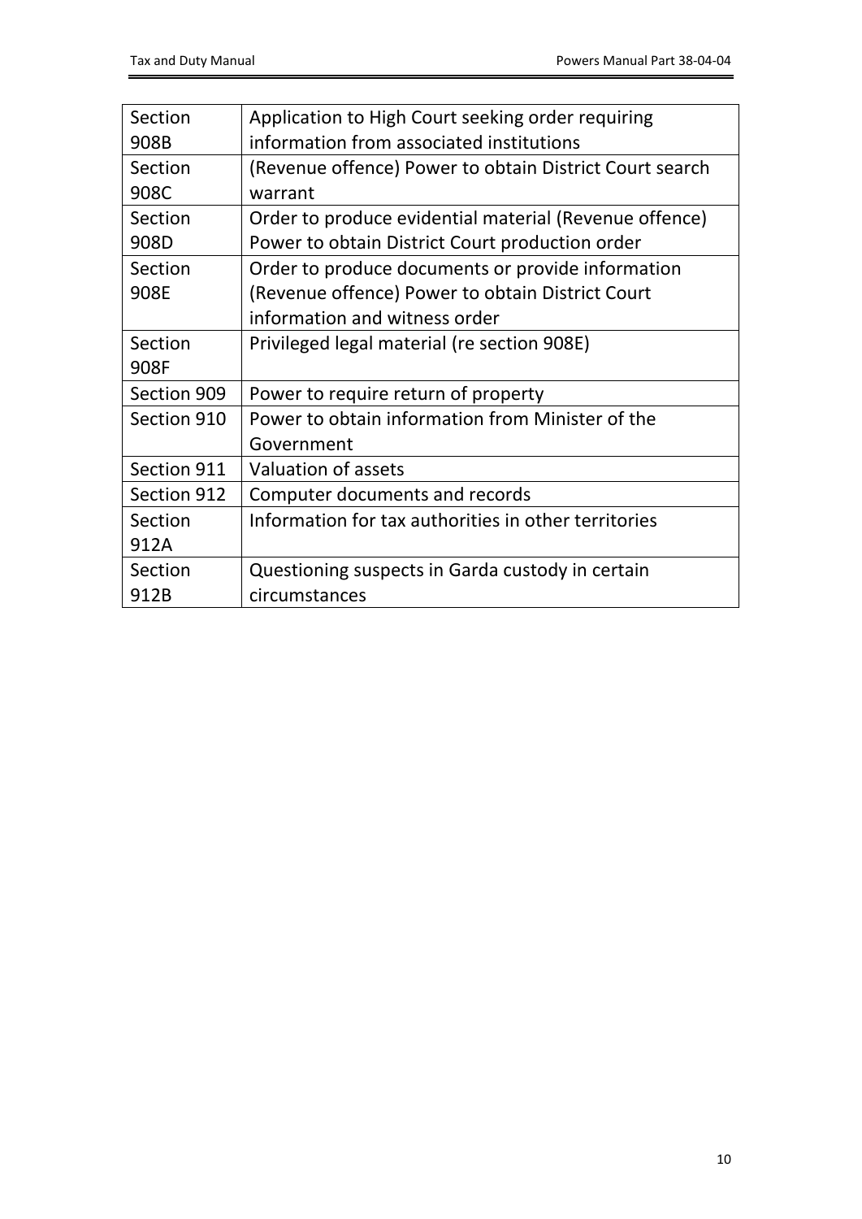| Section 908B | Application to High Court seeking order requiring information from associated institutions |
| --- | --- |
| Section 908C | (Revenue offence) Power to obtain District Court search warrant |
| Section 908D | Order to produce evidential material (Revenue offence) Power to obtain District Court production order |
| Section 908E | Order to produce documents or provide information (Revenue offence) Power to obtain District Court information and witness order |
| Section 908F | Privileged legal material (re section 908E) |
| Section 909 | Power to require return of property |
| Section 910 | Power to obtain information from Minister of the Government |
| Section 911 | Valuation of assets |
| Section 912 | Computer documents and records |
| Section 912A | Information for tax authorities in other territories |
| Section 912B | Questioning suspects in Garda custody in certain circumstances |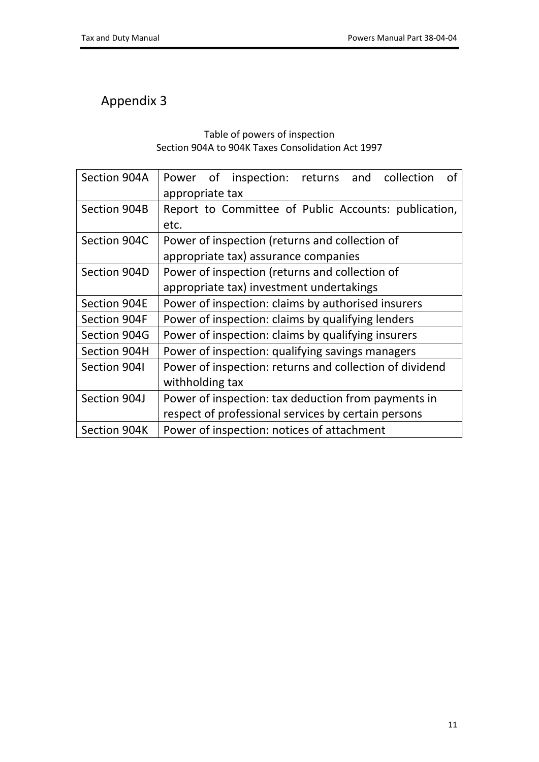# Appendix 3

Table of powers of inspection
Section 904A to 904K Taxes Consolidation Act 1997

| | |
|---|---|
| Section 904A | Power of inspection: returns and collection of appropriate tax |
| Section 904B | Report to Committee of Public Accounts: publication, etc. |
| Section 904C | Power of inspection (returns and collection of appropriate tax) assurance companies |
| Section 904D | Power of inspection (returns and collection of appropriate tax) investment undertakings |
| Section 904E | Power of inspection: claims by authorised insurers |
| Section 904F | Power of inspection: claims by qualifying lenders |
| Section 904G | Power of inspection: claims by qualifying insurers |
| Section 904H | Power of inspection: qualifying savings managers |
| Section 904I | Power of inspection: returns and collection of dividend withholding tax |
| Section 904J | Power of inspection: tax deduction from payments in respect of professional services by certain persons |
| Section 904K | Power of inspection: notices of attachment |